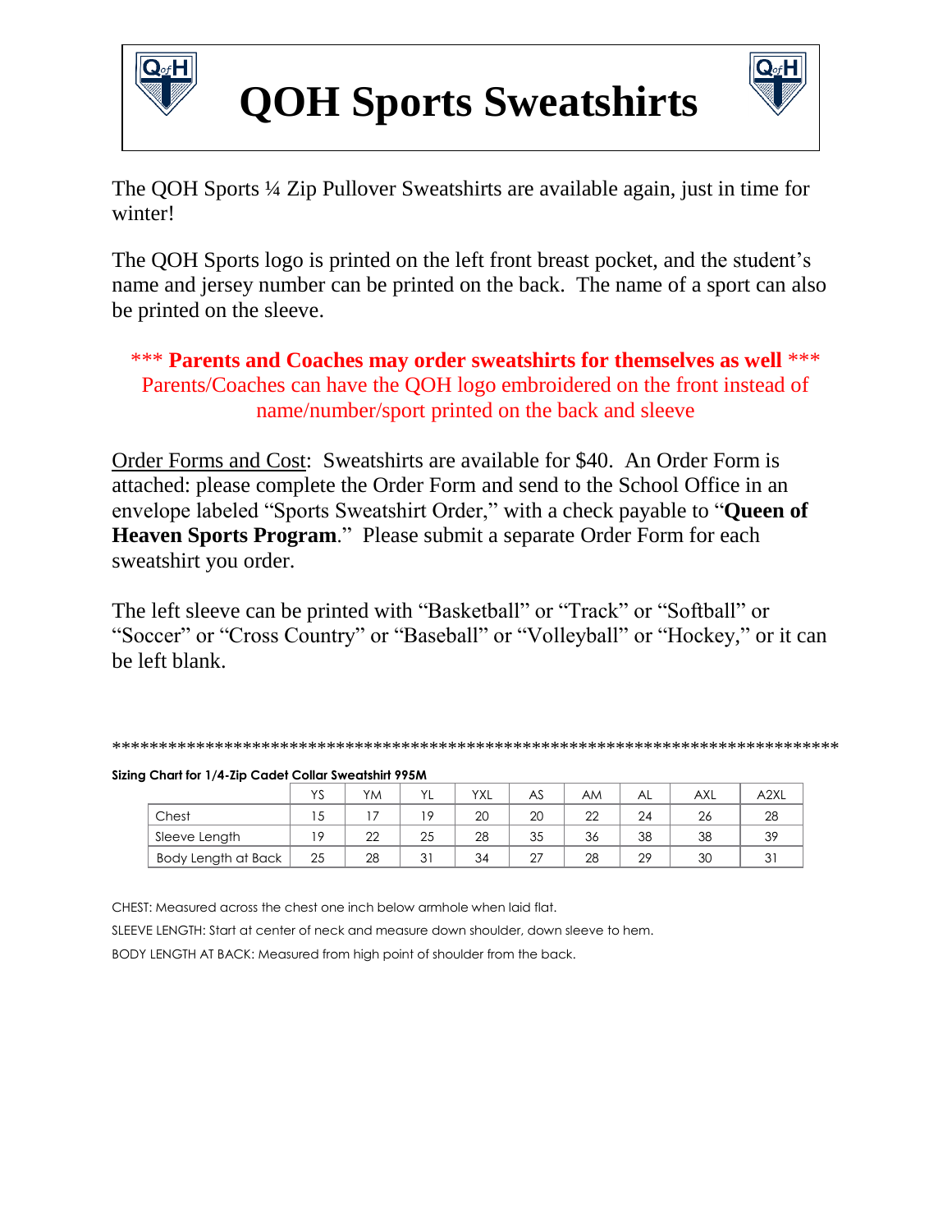# QOH Sports Sweatshirts

The QOH Sports ¼ Zip Pullover Sweatshirts are available again, just in time for winter!

The QOH Sports logo is printed on the left front breast pocket, and the student's name and jersey number can be printed on the back. The name of a sport can also be printed on the sleeve.

*** **Parents and Coaches may order sweatshirts for themselves as well** ***
Parents/Coaches can have the QOH logo embroidered on the front instead of name/number/sport printed on the back and sleeve

Order Forms and Cost: Sweatshirts are available for $40. An Order Form is attached: please complete the Order Form and send to the School Office in an envelope labeled "Sports Sweatshirt Order," with a check payable to "**Queen of Heaven Sports Program**." Please submit a separate Order Form for each sweatshirt you order.

The left sleeve can be printed with "Basketball" or "Track" or "Softball" or "Soccer" or "Cross Country" or "Baseball" or "Volleyball" or "Hockey," or it can be left blank.

*********************************************************************************

**Sizing Chart for 1/4-Zip Cadet Collar Sweatshirt 995M**

| | YS | YM | YL | YXL | AS | AM | AL | AXL | A2XL |
|---|---|---|---|---|---|---|---|---|---|
| Chest | 15 | 17 | 19 | 20 | 20 | 22 | 24 | 26 | 28 |
| Sleeve Length | 19 | 22 | 25 | 28 | 35 | 36 | 38 | 38 | 39 |
| Body Length at Back | 25 | 28 | 31 | 34 | 27 | 28 | 29 | 30 | 31 |

CHEST: Measured across the chest one inch below armhole when laid flat.

SLEEVE LENGTH: Start at center of neck and measure down shoulder, down sleeve to hem.

BODY LENGTH AT BACK: Measured from high point of shoulder from the back.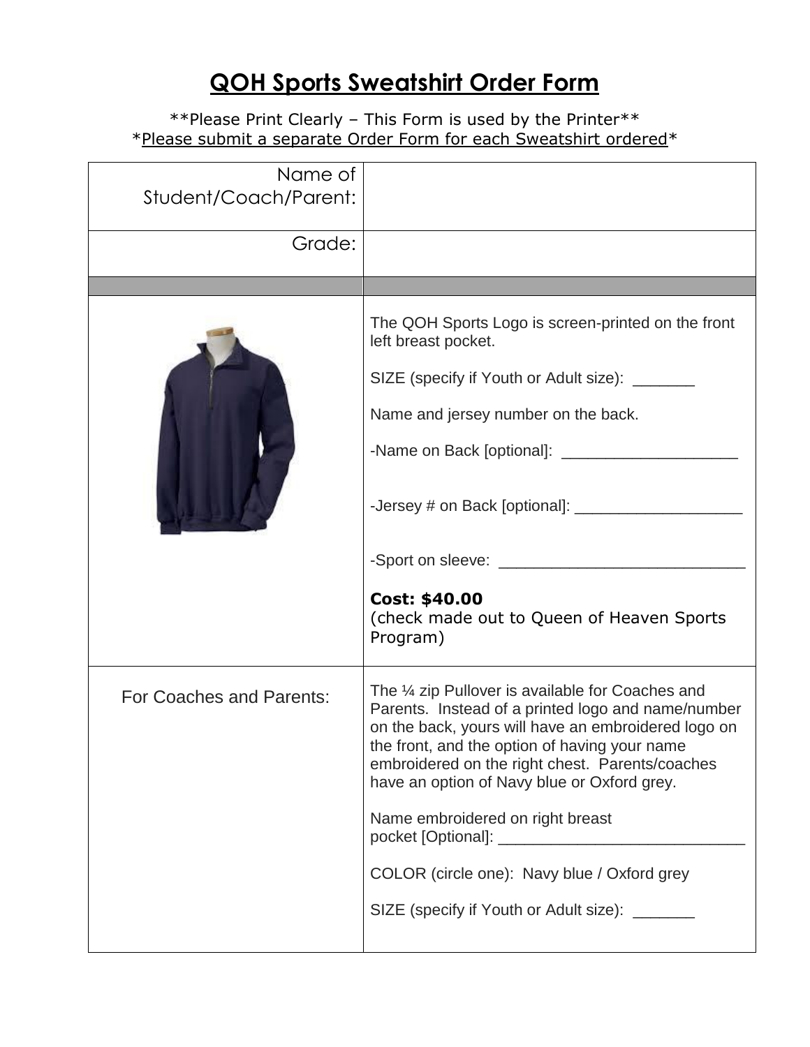# QOH Sports Sweatshirt Order Form

**Please Print Clearly – This Form is used by the Printer**

*Please submit a separate Order Form for each Sweatshirt ordered*

| | |
|---|---|
| Name of Student/Coach/Parent: | |
| Grade: | |
| | |
| | The QOH Sports Logo is screen-printed on the front left breast pocket.<br><br>SIZE (specify if Youth or Adult size): _______<br><br>Name and jersey number on the back.<br><br>-Name on Back [optional]: ____________________<br><br>-Jersey # on Back [optional]: ___________________<br><br>-Sport on sleeve: ____________________________<br><br>**Cost: $40.00**<br>(check made out to Queen of Heaven Sports Program) |
| For Coaches and Parents: | The ¼ zip Pullover is available for Coaches and Parents. Instead of a printed logo and name/number on the back, yours will have an embroidered logo on the front, and the option of having your name embroidered on the right chest. Parents/coaches have an option of Navy blue or Oxford grey.<br><br>Name embroidered on right breast pocket [Optional]: ____________________________<br><br>COLOR (circle one): Navy blue / Oxford grey<br><br>SIZE (specify if Youth or Adult size): _______ |